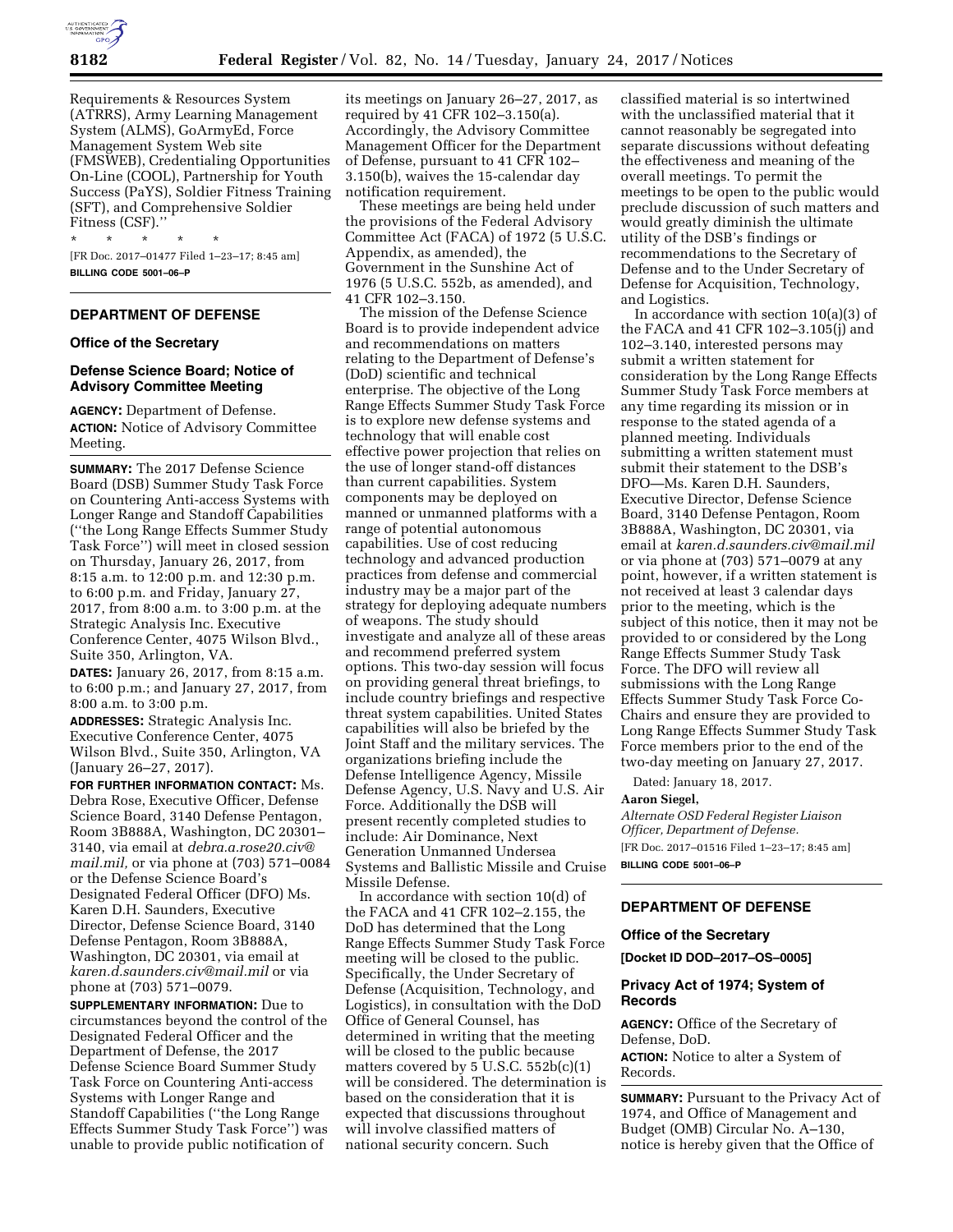Requirements & Resources System (ATRRS), Army Learning Management System (ALMS), GoArmyEd, Force Management System Web site (FMSWEB), Credentialing Opportunities On-Line (COOL), Partnership for Youth Success (PaYS), Soldier Fitness Training (SFT), and Comprehensive Soldier Fitness (CSF).''

\* \* \* \* \*

[FR Doc. 2017–01477 Filed 1–23–17; 8:45 am]

**BILLING CODE 5001–06–P**

## DEPARTMENT OF DEFENSE

### Office of the Secretary

### Defense Science Board; Notice of Advisory Committee Meeting

**AGENCY:** Department of Defense.

**ACTION:** Notice of Advisory Committee Meeting.

**SUMMARY:** The 2017 Defense Science Board (DSB) Summer Study Task Force on Countering Anti-access Systems with Longer Range and Standoff Capabilities (''the Long Range Effects Summer Study Task Force'') will meet in closed session on Thursday, January 26, 2017, from 8:15 a.m. to 12:00 p.m. and 12:30 p.m. to 6:00 p.m. and Friday, January 27, 2017, from 8:00 a.m. to 3:00 p.m. at the Strategic Analysis Inc. Executive Conference Center, 4075 Wilson Blvd., Suite 350, Arlington, VA.

**DATES:** January 26, 2017, from 8:15 a.m. to 6:00 p.m.; and January 27, 2017, from 8:00 a.m. to 3:00 p.m.

**ADDRESSES:** Strategic Analysis Inc. Executive Conference Center, 4075 Wilson Blvd., Suite 350, Arlington, VA (January 26–27, 2017).

**FOR FURTHER INFORMATION CONTACT:** Ms. Debra Rose, Executive Officer, Defense Science Board, 3140 Defense Pentagon, Room 3B888A, Washington, DC 20301–3140, via email at *debra.a.rose20.civ@mail.mil,* or via phone at (703) 571–0084 or the Defense Science Board's Designated Federal Officer (DFO) Ms. Karen D.H. Saunders, Executive Director, Defense Science Board, 3140 Defense Pentagon, Room 3B888A, Washington, DC 20301, via email at *karen.d.saunders.civ@mail.mil* or via phone at (703) 571–0079.

**SUPPLEMENTARY INFORMATION:** Due to circumstances beyond the control of the Designated Federal Officer and the Department of Defense, the 2017 Defense Science Board Summer Study Task Force on Countering Anti-access Systems with Longer Range and Standoff Capabilities (''the Long Range Effects Summer Study Task Force'') was unable to provide public notification of its meetings on January 26–27, 2017, as required by 41 CFR 102–3.150(a). Accordingly, the Advisory Committee Management Officer for the Department of Defense, pursuant to 41 CFR 102–3.150(b), waives the 15-calendar day notification requirement.

These meetings are being held under the provisions of the Federal Advisory Committee Act (FACA) of 1972 (5 U.S.C. Appendix, as amended), the Government in the Sunshine Act of 1976 (5 U.S.C. 552b, as amended), and 41 CFR 102–3.150.

The mission of the Defense Science Board is to provide independent advice and recommendations on matters relating to the Department of Defense's (DoD) scientific and technical enterprise. The objective of the Long Range Effects Summer Study Task Force is to explore new defense systems and technology that will enable cost effective power projection that relies on the use of longer stand-off distances than current capabilities. System components may be deployed on manned or unmanned platforms with a range of potential autonomous capabilities. Use of cost reducing technology and advanced production practices from defense and commercial industry may be a major part of the strategy for deploying adequate numbers of weapons. The study should investigate and analyze all of these areas and recommend preferred system options. This two-day session will focus on providing general threat briefings, to include country briefings and respective threat system capabilities. United States capabilities will also be briefed by the Joint Staff and the military services. The organizations briefing include the Defense Intelligence Agency, Missile Defense Agency, U.S. Navy and U.S. Air Force. Additionally the DSB will present recently completed studies to include: Air Dominance, Next Generation Unmanned Undersea Systems and Ballistic Missile and Cruise Missile Defense.

In accordance with section 10(d) of the FACA and 41 CFR 102–2.155, the DoD has determined that the Long Range Effects Summer Study Task Force meeting will be closed to the public. Specifically, the Under Secretary of Defense (Acquisition, Technology, and Logistics), in consultation with the DoD Office of General Counsel, has determined in writing that the meeting will be closed to the public because matters covered by 5 U.S.C. 552b(c)(1) will be considered. The determination is based on the consideration that it is expected that discussions throughout will involve classified matters of national security concern. Such classified material is so intertwined with the unclassified material that it cannot reasonably be segregated into separate discussions without defeating the effectiveness and meaning of the overall meetings. To permit the meetings to be open to the public would preclude discussion of such matters and would greatly diminish the ultimate utility of the DSB's findings or recommendations to the Secretary of Defense and to the Under Secretary of Defense for Acquisition, Technology, and Logistics.

In accordance with section 10(a)(3) of the FACA and 41 CFR 102–3.105(j) and 102–3.140, interested persons may submit a written statement for consideration by the Long Range Effects Summer Study Task Force members at any time regarding its mission or in response to the stated agenda of a planned meeting. Individuals submitting a written statement must submit their statement to the DSB's DFO—Ms. Karen D.H. Saunders, Executive Director, Defense Science Board, 3140 Defense Pentagon, Room 3B888A, Washington, DC 20301, via email at *karen.d.saunders.civ@mail.mil* or via phone at (703) 571–0079 at any point, however, if a written statement is not received at least 3 calendar days prior to the meeting, which is the subject of this notice, then it may not be provided to or considered by the Long Range Effects Summer Study Task Force. The DFO will review all submissions with the Long Range Effects Summer Study Task Force Co-Chairs and ensure they are provided to Long Range Effects Summer Study Task Force members prior to the end of the two-day meeting on January 27, 2017.

Dated: January 18, 2017.

**Aaron Siegel,**

*Alternate OSD Federal Register Liaison Officer, Department of Defense.*

[FR Doc. 2017–01516 Filed 1–23–17; 8:45 am]

**BILLING CODE 5001–06–P**

## DEPARTMENT OF DEFENSE

### Office of the Secretary

**[Docket ID DOD–2017–OS–0005]**

### Privacy Act of 1974; System of Records

**AGENCY:** Office of the Secretary of Defense, DoD.

**ACTION:** Notice to alter a System of Records.

**SUMMARY:** Pursuant to the Privacy Act of 1974, and Office of Management and Budget (OMB) Circular No. A–130, notice is hereby given that the Office of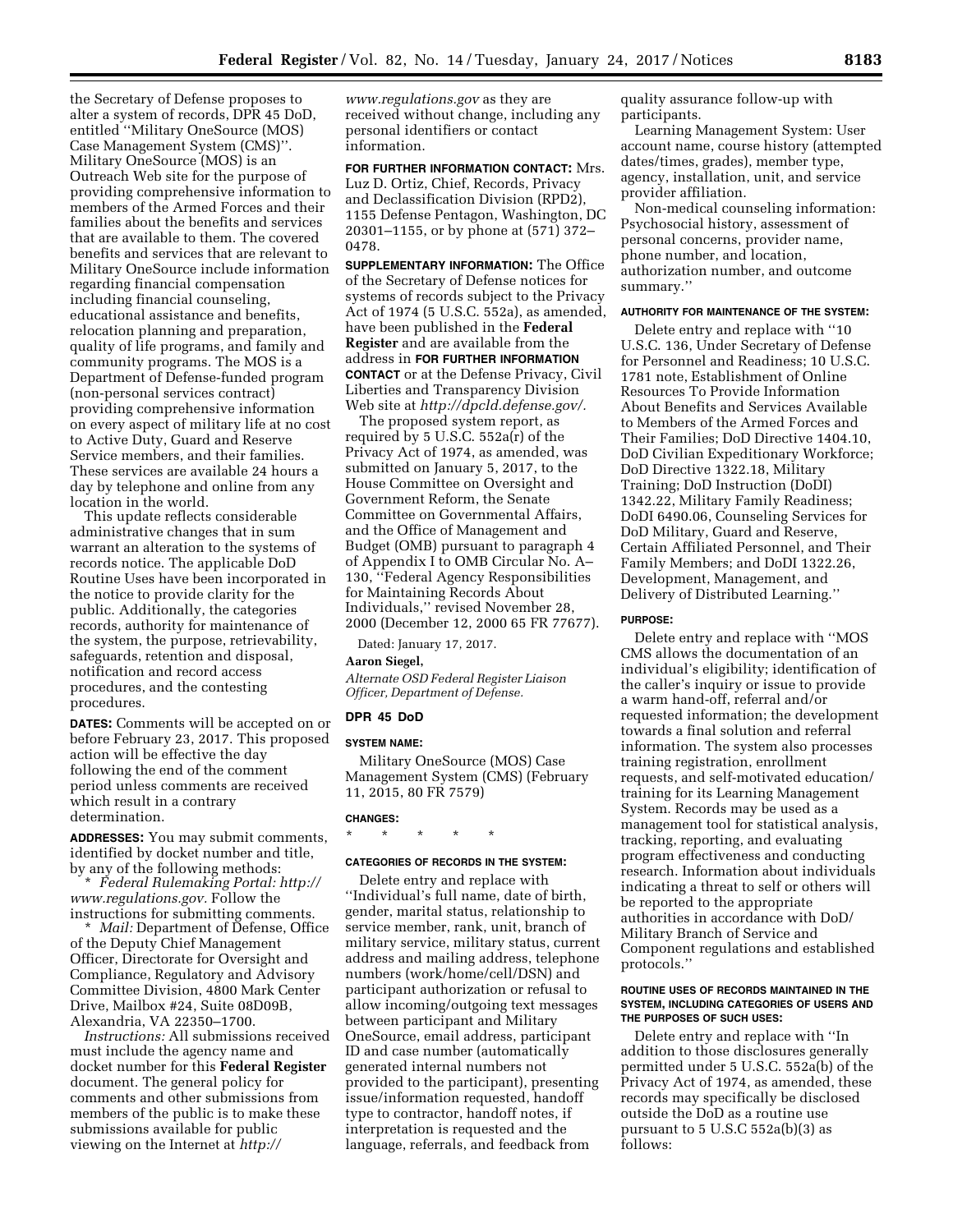the Secretary of Defense proposes to alter a system of records, DPR 45 DoD, entitled ''Military OneSource (MOS) Case Management System (CMS)''. Military OneSource (MOS) is an Outreach Web site for the purpose of providing comprehensive information to members of the Armed Forces and their families about the benefits and services that are available to them. The covered benefits and services that are relevant to Military OneSource include information regarding financial compensation including financial counseling, educational assistance and benefits, relocation planning and preparation, quality of life programs, and family and community programs. The MOS is a Department of Defense-funded program (non-personal services contract) providing comprehensive information on every aspect of military life at no cost to Active Duty, Guard and Reserve Service members, and their families. These services are available 24 hours a day by telephone and online from any location in the world.

This update reflects considerable administrative changes that in sum warrant an alteration to the systems of records notice. The applicable DoD Routine Uses have been incorporated in the notice to provide clarity for the public. Additionally, the categories records, authority for maintenance of the system, the purpose, retrievability, safeguards, retention and disposal, notification and record access procedures, and the contesting procedures.

**DATES:** Comments will be accepted on or before February 23, 2017. This proposed action will be effective the day following the end of the comment period unless comments are received which result in a contrary determination.

**ADDRESSES:** You may submit comments, identified by docket number and title, by any of the following methods:

* *Federal Rulemaking Portal: http://www.regulations.gov.* Follow the instructions for submitting comments.

* *Mail:* Department of Defense, Office of the Deputy Chief Management Officer, Directorate for Oversight and Compliance, Regulatory and Advisory Committee Division, 4800 Mark Center Drive, Mailbox #24, Suite 08D09B, Alexandria, VA 22350–1700.

*Instructions:* All submissions received must include the agency name and docket number for this **Federal Register** document. The general policy for comments and other submissions from members of the public is to make these submissions available for public viewing on the Internet at *http://www.regulations.gov* as they are received without change, including any personal identifiers or contact information.

**FOR FURTHER INFORMATION CONTACT:** Mrs. Luz D. Ortiz, Chief, Records, Privacy and Declassification Division (RPD2), 1155 Defense Pentagon, Washington, DC 20301–1155, or by phone at (571) 372–0478.

**SUPPLEMENTARY INFORMATION:** The Office of the Secretary of Defense notices for systems of records subject to the Privacy Act of 1974 (5 U.S.C. 552a), as amended, have been published in the **Federal Register** and are available from the address in **FOR FURTHER INFORMATION CONTACT** or at the Defense Privacy, Civil Liberties and Transparency Division Web site at *http://dpcld.defense.gov/.*

The proposed system report, as required by 5 U.S.C. 552a(r) of the Privacy Act of 1974, as amended, was submitted on January 5, 2017, to the House Committee on Oversight and Government Reform, the Senate Committee on Governmental Affairs, and the Office of Management and Budget (OMB) pursuant to paragraph 4 of Appendix I to OMB Circular No. A–130, ''Federal Agency Responsibilities for Maintaining Records About Individuals,'' revised November 28, 2000 (December 12, 2000 65 FR 77677).

Dated: January 17, 2017.

**Aaron Siegel,**

*Alternate OSD Federal Register Liaison Officer, Department of Defense.*

**DPR 45 DoD**

**SYSTEM NAME:**

Military OneSource (MOS) Case Management System (CMS) (February 11, 2015, 80 FR 7579)

**CHANGES:**

\*     \*     \*     \*     \*

**CATEGORIES OF RECORDS IN THE SYSTEM:**

Delete entry and replace with ''Individual's full name, date of birth, gender, marital status, relationship to service member, rank, unit, branch of military service, military status, current address and mailing address, telephone numbers (work/home/cell/DSN) and participant authorization or refusal to allow incoming/outgoing text messages between participant and Military OneSource, email address, participant ID and case number (automatically generated internal numbers not provided to the participant), presenting issue/information requested, handoff type to contractor, handoff notes, if interpretation is requested and the language, referrals, and feedback from quality assurance follow-up with participants.

Learning Management System: User account name, course history (attempted dates/times, grades), member type, agency, installation, unit, and service provider affiliation.

Non-medical counseling information: Psychosocial history, assessment of personal concerns, provider name, phone number, and location, authorization number, and outcome summary.''

**AUTHORITY FOR MAINTENANCE OF THE SYSTEM:**

Delete entry and replace with ''10 U.S.C. 136, Under Secretary of Defense for Personnel and Readiness; 10 U.S.C. 1781 note, Establishment of Online Resources To Provide Information About Benefits and Services Available to Members of the Armed Forces and Their Families; DoD Directive 1404.10, DoD Civilian Expeditionary Workforce; DoD Directive 1322.18, Military Training; DoD Instruction (DoDI) 1342.22, Military Family Readiness; DoDI 6490.06, Counseling Services for DoD Military, Guard and Reserve, Certain Affiliated Personnel, and Their Family Members; and DoDI 1322.26, Development, Management, and Delivery of Distributed Learning.''

**PURPOSE:**

Delete entry and replace with ''MOS CMS allows the documentation of an individual's eligibility; identification of the caller's inquiry or issue to provide a warm hand-off, referral and/or requested information; the development towards a final solution and referral information. The system also processes training registration, enrollment requests, and self-motivated education/training for its Learning Management System. Records may be used as a management tool for statistical analysis, tracking, reporting, and evaluating program effectiveness and conducting research. Information about individuals indicating a threat to self or others will be reported to the appropriate authorities in accordance with DoD/Military Branch of Service and Component regulations and established protocols.''

**ROUTINE USES OF RECORDS MAINTAINED IN THE SYSTEM, INCLUDING CATEGORIES OF USERS AND THE PURPOSES OF SUCH USES:**

Delete entry and replace with ''In addition to those disclosures generally permitted under 5 U.S.C. 552a(b) of the Privacy Act of 1974, as amended, these records may specifically be disclosed outside the DoD as a routine use pursuant to 5 U.S.C 552a(b)(3) as follows: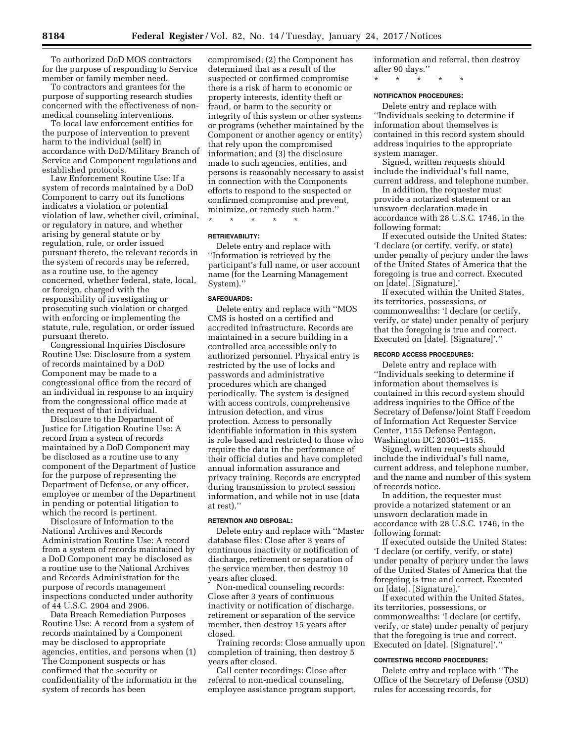To authorized DoD MOS contractors for the purpose of responding to Service member or family member need.

To contractors and grantees for the purpose of supporting research studies concerned with the effectiveness of non-medical counseling interventions.

To local law enforcement entities for the purpose of intervention to prevent harm to the individual (self) in accordance with DoD/Military Branch of Service and Component regulations and established protocols.

Law Enforcement Routine Use: If a system of records maintained by a DoD Component to carry out its functions indicates a violation or potential violation of law, whether civil, criminal, or regulatory in nature, and whether arising by general statute or by regulation, rule, or order issued pursuant thereto, the relevant records in the system of records may be referred, as a routine use, to the agency concerned, whether federal, state, local, or foreign, charged with the responsibility of investigating or prosecuting such violation or charged with enforcing or implementing the statute, rule, regulation, or order issued pursuant thereto.

Congressional Inquiries Disclosure Routine Use: Disclosure from a system of records maintained by a DoD Component may be made to a congressional office from the record of an individual in response to an inquiry from the congressional office made at the request of that individual.

Disclosure to the Department of Justice for Litigation Routine Use: A record from a system of records maintained by a DoD Component may be disclosed as a routine use to any component of the Department of Justice for the purpose of representing the Department of Defense, or any officer, employee or member of the Department in pending or potential litigation to which the record is pertinent.

Disclosure of Information to the National Archives and Records Administration Routine Use: A record from a system of records maintained by a DoD Component may be disclosed as a routine use to the National Archives and Records Administration for the purpose of records management inspections conducted under authority of 44 U.S.C. 2904 and 2906.

Data Breach Remediation Purposes Routine Use: A record from a system of records maintained by a Component may be disclosed to appropriate agencies, entities, and persons when (1) The Component suspects or has confirmed that the security or confidentiality of the information in the system of records has been compromised; (2) the Component has determined that as a result of the suspected or confirmed compromise there is a risk of harm to economic or property interests, identity theft or fraud, or harm to the security or integrity of this system or other systems or programs (whether maintained by the Component or another agency or entity) that rely upon the compromised information; and (3) the disclosure made to such agencies, entities, and persons is reasonably necessary to assist in connection with the Components efforts to respond to the suspected or confirmed compromise and prevent, minimize, or remedy such harm.''

\* \* \* \* \*

#### RETRIEVABILITY:

Delete entry and replace with ''Information is retrieved by the participant's full name, or user account name (for the Learning Management System).''

#### SAFEGUARDS:

Delete entry and replace with ''MOS CMS is hosted on a certified and accredited infrastructure. Records are maintained in a secure building in a controlled area accessible only to authorized personnel. Physical entry is restricted by the use of locks and passwords and administrative procedures which are changed periodically. The system is designed with access controls, comprehensive intrusion detection, and virus protection. Access to personally identifiable information in this system is role based and restricted to those who require the data in the performance of their official duties and have completed annual information assurance and privacy training. Records are encrypted during transmission to protect session information, and while not in use (data at rest).''

#### RETENTION AND DISPOSAL:

Delete entry and replace with ''Master database files: Close after 3 years of continuous inactivity or notification of discharge, retirement or separation of the service member, then destroy 10 years after closed.

Non-medical counseling records: Close after 3 years of continuous inactivity or notification of discharge, retirement or separation of the service member, then destroy 15 years after closed.

Training records: Close annually upon completion of training, then destroy 5 years after closed.

Call center recordings: Close after referral to non-medical counseling, employee assistance program support, information and referral, then destroy after 90 days.''

\* \* \* \* \*

#### NOTIFICATION PROCEDURES:

Delete entry and replace with ''Individuals seeking to determine if information about themselves is contained in this record system should address inquiries to the appropriate system manager.

Signed, written requests should include the individual's full name, current address, and telephone number.

In addition, the requester must provide a notarized statement or an unsworn declaration made in accordance with 28 U.S.C. 1746, in the following format:

If executed outside the United States: 'I declare (or certify, verify, or state) under penalty of perjury under the laws of the United States of America that the foregoing is true and correct. Executed on [date]. [Signature].'

If executed within the United States, its territories, possessions, or commonwealths: 'I declare (or certify, verify, or state) under penalty of perjury that the foregoing is true and correct. Executed on [date]. [Signature]'.''

#### RECORD ACCESS PROCEDURES:

Delete entry and replace with ''Individuals seeking to determine if information about themselves is contained in this record system should address inquiries to the Office of the Secretary of Defense/Joint Staff Freedom of Information Act Requester Service Center, 1155 Defense Pentagon, Washington DC 20301–1155.

Signed, written requests should include the individual's full name, current address, and telephone number, and the name and number of this system of records notice.

In addition, the requester must provide a notarized statement or an unsworn declaration made in accordance with 28 U.S.C. 1746, in the following format:

If executed outside the United States: 'I declare (or certify, verify, or state) under penalty of perjury under the laws of the United States of America that the foregoing is true and correct. Executed on [date]. [Signature].'

If executed within the United States, its territories, possessions, or commonwealths: 'I declare (or certify, verify, or state) under penalty of perjury that the foregoing is true and correct. Executed on [date]. [Signature]'.''

#### CONTESTING RECORD PROCEDURES:

Delete entry and replace with ''The Office of the Secretary of Defense (OSD) rules for accessing records, for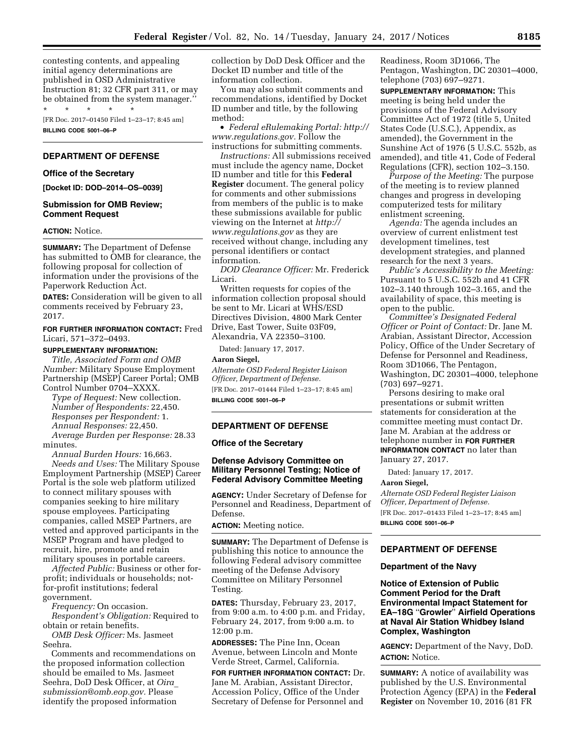contesting contents, and appealing initial agency determinations are published in OSD Administrative Instruction 81; 32 CFR part 311, or may be obtained from the system manager.''

\* \* \* \* \*

[FR Doc. 2017–01450 Filed 1–23–17; 8:45 am]

**BILLING CODE 5001–06–P**

## DEPARTMENT OF DEFENSE

### Office of the Secretary

**[Docket ID: DOD–2014–OS–0039]**

### Submission for OMB Review; Comment Request

**ACTION:** Notice.

**SUMMARY:** The Department of Defense has submitted to OMB for clearance, the following proposal for collection of information under the provisions of the Paperwork Reduction Act.

**DATES:** Consideration will be given to all comments received by February 23, 2017.

**FOR FURTHER INFORMATION CONTACT:** Fred Licari, 571–372–0493.

**SUPPLEMENTARY INFORMATION:**

*Title, Associated Form and OMB Number:* Military Spouse Employment Partnership (MSEP) Career Portal; OMB Control Number 0704–XXXX.

*Type of Request:* New collection.

*Number of Respondents:* 22,450.

*Responses per Respondent:* 1.

*Annual Responses:* 22,450.

*Average Burden per Response:* 28.33 minutes.

*Annual Burden Hours:* 16,663.

*Needs and Uses:* The Military Spouse Employment Partnership (MSEP) Career Portal is the sole web platform utilized to connect military spouses with companies seeking to hire military spouse employees. Participating companies, called MSEP Partners, are vetted and approved participants in the MSEP Program and have pledged to recruit, hire, promote and retain military spouses in portable careers.

*Affected Public:* Business or other for-profit; individuals or households; not-for-profit institutions; federal government.

*Frequency:* On occasion.

*Respondent's Obligation:* Required to obtain or retain benefits.

*OMB Desk Officer:* Ms. Jasmeet Seehra.

Comments and recommendations on the proposed information collection should be emailed to Ms. Jasmeet Seehra, DoD Desk Officer, at *Oira_submission@omb.eop.gov.* Please identify the proposed information collection by DoD Desk Officer and the Docket ID number and title of the information collection.

You may also submit comments and recommendations, identified by Docket ID number and title, by the following method:

- *Federal eRulemaking Portal: http://www.regulations.gov.* Follow the instructions for submitting comments.

*Instructions:* All submissions received must include the agency name, Docket ID number and title for this **Federal Register** document. The general policy for comments and other submissions from members of the public is to make these submissions available for public viewing on the Internet at *http://www.regulations.gov* as they are received without change, including any personal identifiers or contact information.

*DOD Clearance Officer:* Mr. Frederick Licari.

Written requests for copies of the information collection proposal should be sent to Mr. Licari at WHS/ESD Directives Division, 4800 Mark Center Drive, East Tower, Suite 03F09, Alexandria, VA 22350–3100.

Dated: January 17, 2017.

**Aaron Siegel,**

*Alternate OSD Federal Register Liaison Officer, Department of Defense.*

[FR Doc. 2017–01444 Filed 1–23–17; 8:45 am]

**BILLING CODE 5001–06–P**

## DEPARTMENT OF DEFENSE

### Office of the Secretary

### Defense Advisory Committee on Military Personnel Testing; Notice of Federal Advisory Committee Meeting

**AGENCY:** Under Secretary of Defense for Personnel and Readiness, Department of Defense.

**ACTION:** Meeting notice.

**SUMMARY:** The Department of Defense is publishing this notice to announce the following Federal advisory committee meeting of the Defense Advisory Committee on Military Personnel Testing.

**DATES:** Thursday, February 23, 2017, from 9:00 a.m. to 4:00 p.m. and Friday, February 24, 2017, from 9:00 a.m. to 12:00 p.m.

**ADDRESSES:** The Pine Inn, Ocean Avenue, between Lincoln and Monte Verde Street, Carmel, California.

**FOR FURTHER INFORMATION CONTACT:** Dr. Jane M. Arabian, Assistant Director, Accession Policy, Office of the Under Secretary of Defense for Personnel and Readiness, Room 3D1066, The Pentagon, Washington, DC 20301–4000, telephone (703) 697–9271.

**SUPPLEMENTARY INFORMATION:** This meeting is being held under the provisions of the Federal Advisory Committee Act of 1972 (title 5, United States Code (U.S.C.), Appendix, as amended), the Government in the Sunshine Act of 1976 (5 U.S.C. 552b, as amended), and title 41, Code of Federal Regulations (CFR), section 102–3.150.

*Purpose of the Meeting:* The purpose of the meeting is to review planned changes and progress in developing computerized tests for military enlistment screening.

*Agenda:* The agenda includes an overview of current enlistment test development timelines, test development strategies, and planned research for the next 3 years.

*Public's Accessibility to the Meeting:* Pursuant to 5 U.S.C. 552b and 41 CFR 102–3.140 through 102–3.165, and the availability of space, this meeting is open to the public.

*Committee's Designated Federal Officer or Point of Contact:* Dr. Jane M. Arabian, Assistant Director, Accession Policy, Office of the Under Secretary of Defense for Personnel and Readiness, Room 3D1066, The Pentagon, Washington, DC 20301–4000, telephone (703) 697–9271.

Persons desiring to make oral presentations or submit written statements for consideration at the committee meeting must contact Dr. Jane M. Arabian at the address or telephone number in **FOR FURTHER INFORMATION CONTACT** no later than January 27, 2017.

Dated: January 17, 2017.

**Aaron Siegel,**

*Alternate OSD Federal Register Liaison Officer, Department of Defense.*

[FR Doc. 2017–01433 Filed 1–23–17; 8:45 am]

**BILLING CODE 5001–06–P**

## DEPARTMENT OF DEFENSE

### Department of the Navy

### Notice of Extension of Public Comment Period for the Draft Environmental Impact Statement for EA–18G "Growler" Airfield Operations at Naval Air Station Whidbey Island Complex, Washington

**AGENCY:** Department of the Navy, DoD.

**ACTION:** Notice.

**SUMMARY:** A notice of availability was published by the U.S. Environmental Protection Agency (EPA) in the **Federal Register** on November 10, 2016 (81 FR